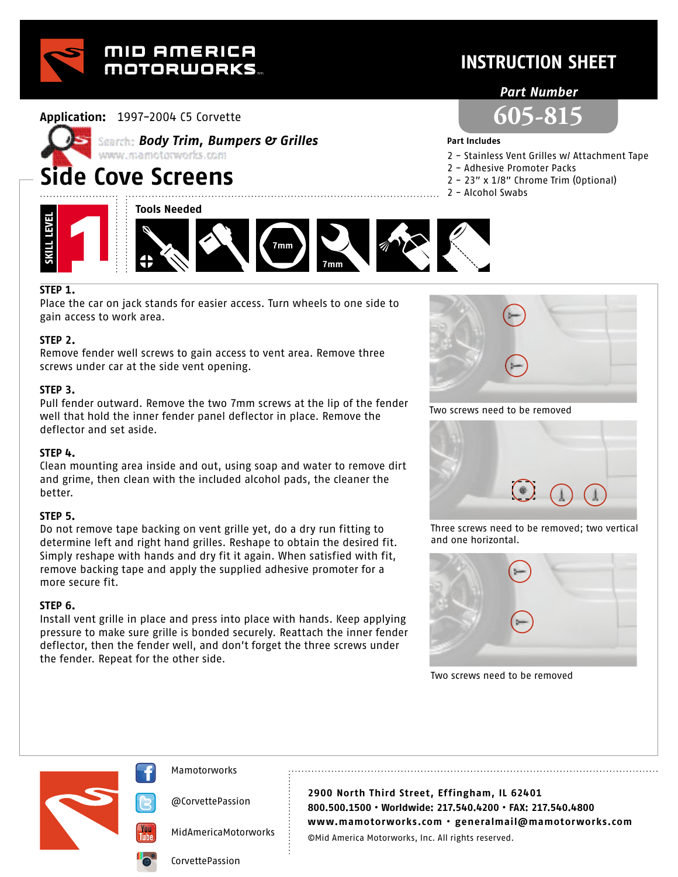# MID AMERICA MOTORWORKS

## INSTRUCTION SHEET

**Part Number**

# 605-815

**Application:** 1997-2004 C5 Corvette

Search: ***Body Trim, Bumpers & Grilles***
www.mamotorworks.com

# Side Cove Screens

**Part Includes**

- 2 – Stainless Vent Grilles w/ Attachment Tape
- 2 – Adhesive Promoter Packs
- 2 – 23" x 1/8" Chrome Trim (Optional)
- 2 – Alcohol Swabs

**SKILL LEVEL** 1

**Tools Needed**

7mm, 7mm

**STEP 1.**
Place the car on jack stands for easier access. Turn wheels to one side to gain access to work area.

**STEP 2.**
Remove fender well screws to gain access to vent area. Remove three screws under car at the side vent opening.

**STEP 3.**
Pull fender outward. Remove the two 7mm screws at the lip of the fender well that hold the inner fender panel deflector in place. Remove the deflector and set aside.

**STEP 4.**
Clean mounting area inside and out, using soap and water to remove dirt and grime, then clean with the included alcohol pads, the cleaner the better.

**STEP 5.**
Do not remove tape backing on vent grille yet, do a dry run fitting to determine left and right hand grilles. Reshape to obtain the desired fit. Simply reshape with hands and dry fit it again. When satisfied with fit, remove backing tape and apply the supplied adhesive promoter for a more secure fit.

**STEP 6.**
Install vent grille in place and press into place with hands. Keep applying pressure to make sure grille is bonded securely. Reattach the inner fender deflector, then the fender well, and don't forget the three screws under the fender. Repeat for the other side.

Two screws need to be removed

Three screws need to be removed; two vertical and one horizontal.

Two screws need to be removed

Mamotorworks
@CorvettePassion
MidAmericaMotorworks
CorvettePassion

**2900 North Third Street, Effingham, IL 62401**
**800.500.1500 • Worldwide: 217.540.4200 • FAX: 217.540.4800**
**www.mamotorworks.com • generalmail@mamotorworks.com**
©Mid America Motorworks, Inc. All rights reserved.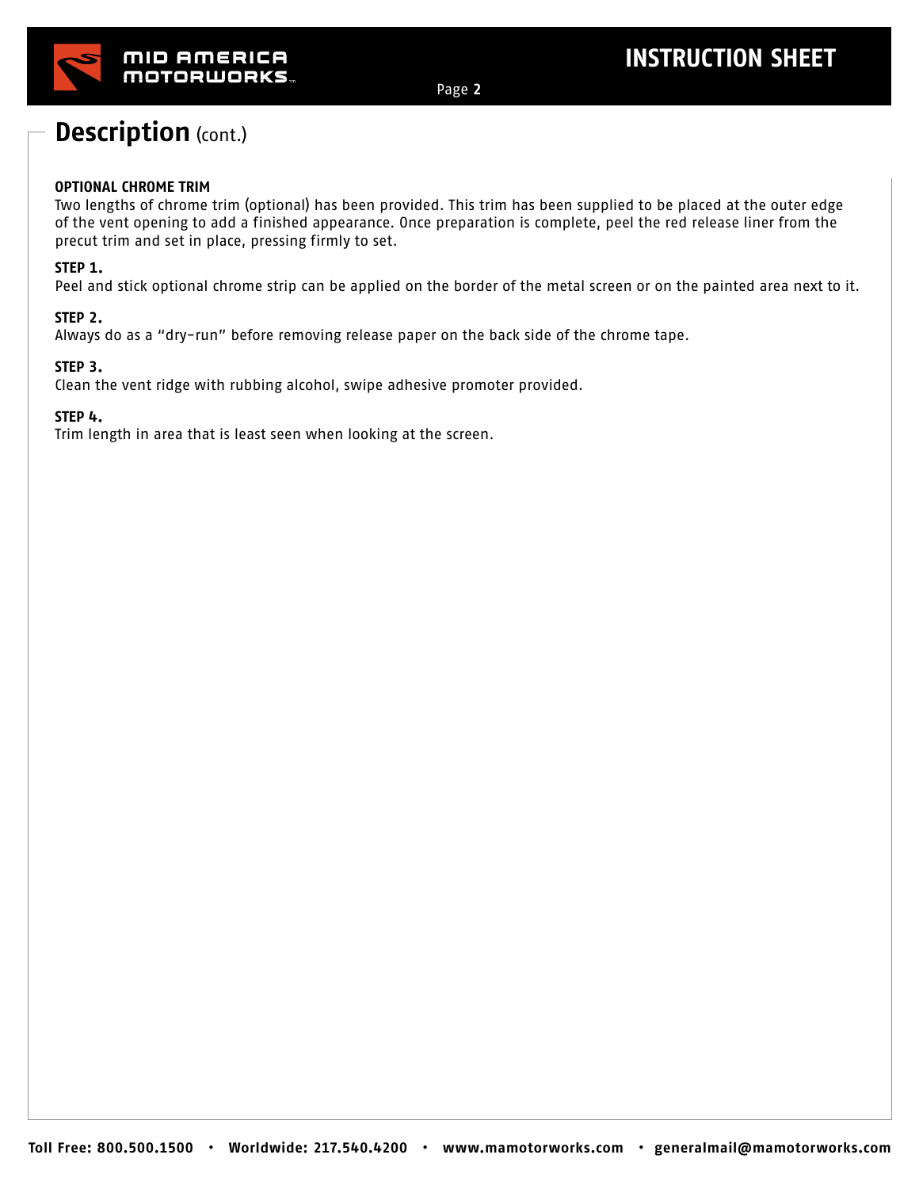## Description (cont.)

**OPTIONAL CHROME TRIM**

Two lengths of chrome trim (optional) has been provided. This trim has been supplied to be placed at the outer edge of the vent opening to add a finished appearance. Once preparation is complete, peel the red release liner from the precut trim and set in place, pressing firmly to set.

**STEP 1.**
Peel and stick optional chrome strip can be applied on the border of the metal screen or on the painted area next to it.

**STEP 2.**
Always do as a "dry-run" before removing release paper on the back side of the chrome tape.

**STEP 3.**
Clean the vent ridge with rubbing alcohol, swipe adhesive promoter provided.

**STEP 4.**
Trim length in area that is least seen when looking at the screen.